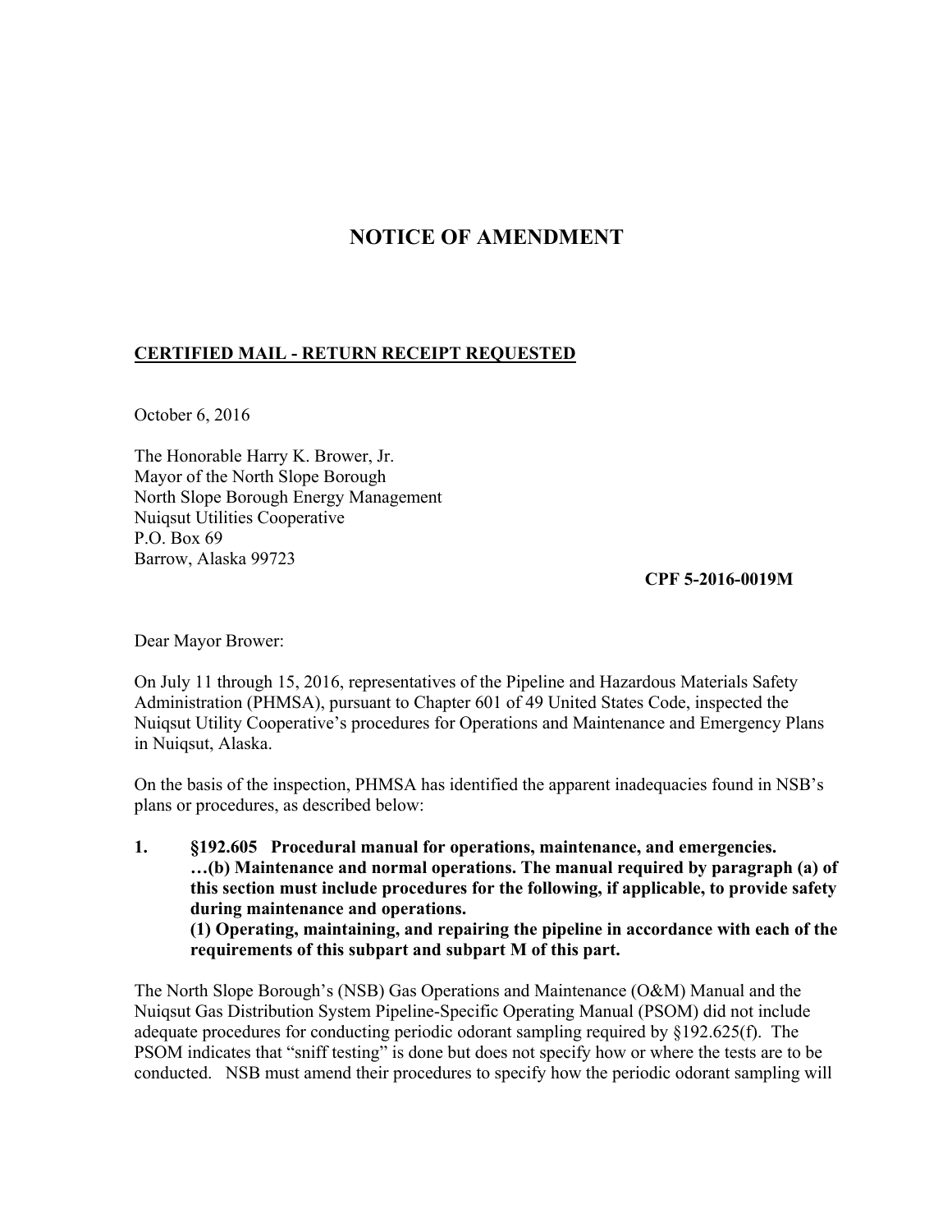# NOTICE OF AMENDMENT

**CERTIFIED MAIL - RETURN RECEIPT REQUESTED**

October 6, 2016

The Honorable Harry K. Brower, Jr.
Mayor of the North Slope Borough
North Slope Borough Energy Management
Nuiqsut Utilities Cooperative
P.O. Box 69
Barrow, Alaska 99723

**CPF 5-2016-0019M**

Dear Mayor Brower:

On July 11 through 15, 2016, representatives of the Pipeline and Hazardous Materials Safety Administration (PHMSA), pursuant to Chapter 601 of 49 United States Code, inspected the Nuiqsut Utility Cooperative's procedures for Operations and Maintenance and Emergency Plans in Nuiqsut, Alaska.

On the basis of the inspection, PHMSA has identified the apparent inadequacies found in NSB's plans or procedures, as described below:

1. **§192.605 Procedural manual for operations, maintenance, and emergencies. …(b) Maintenance and normal operations. The manual required by paragraph (a) of this section must include procedures for the following, if applicable, to provide safety during maintenance and operations.**
   **(1) Operating, maintaining, and repairing the pipeline in accordance with each of the requirements of this subpart and subpart M of this part.**

The North Slope Borough's (NSB) Gas Operations and Maintenance (O&M) Manual and the Nuiqsut Gas Distribution System Pipeline-Specific Operating Manual (PSOM) did not include adequate procedures for conducting periodic odorant sampling required by §192.625(f). The PSOM indicates that "sniff testing" is done but does not specify how or where the tests are to be conducted. NSB must amend their procedures to specify how the periodic odorant sampling will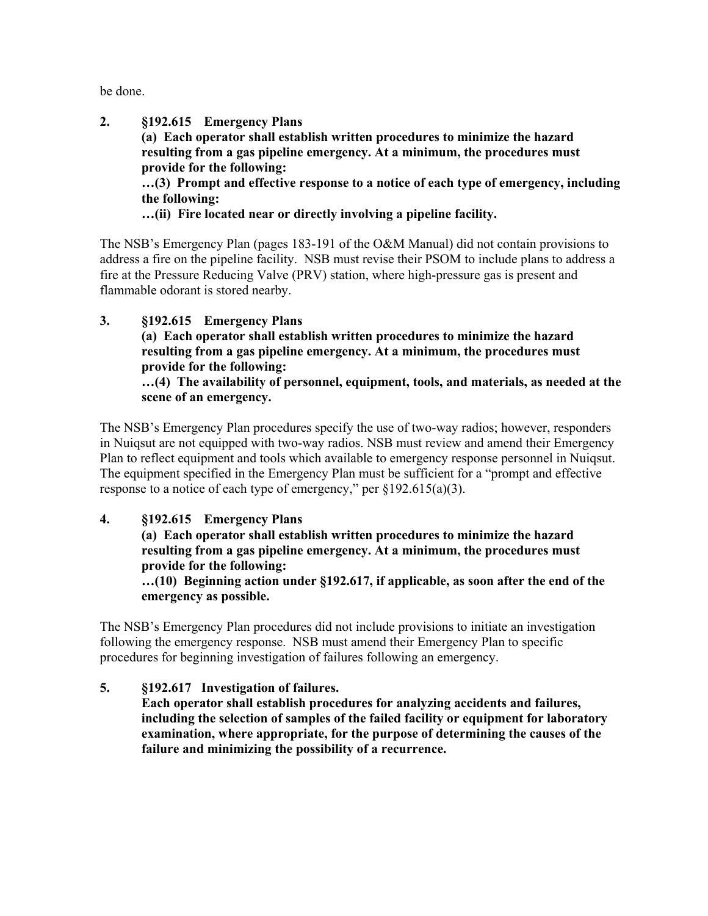be done.

**2. §192.615 Emergency Plans**

**(a) Each operator shall establish written procedures to minimize the hazard resulting from a gas pipeline emergency. At a minimum, the procedures must provide for the following:**

**…(3) Prompt and effective response to a notice of each type of emergency, including the following:**

**…(ii) Fire located near or directly involving a pipeline facility.**

The NSB's Emergency Plan (pages 183-191 of the O&M Manual) did not contain provisions to address a fire on the pipeline facility. NSB must revise their PSOM to include plans to address a fire at the Pressure Reducing Valve (PRV) station, where high-pressure gas is present and flammable odorant is stored nearby.

**3. §192.615 Emergency Plans**

**(a) Each operator shall establish written procedures to minimize the hazard resulting from a gas pipeline emergency. At a minimum, the procedures must provide for the following:**

**…(4) The availability of personnel, equipment, tools, and materials, as needed at the scene of an emergency.**

The NSB's Emergency Plan procedures specify the use of two-way radios; however, responders in Nuiqsut are not equipped with two-way radios. NSB must review and amend their Emergency Plan to reflect equipment and tools which available to emergency response personnel in Nuiqsut. The equipment specified in the Emergency Plan must be sufficient for a "prompt and effective response to a notice of each type of emergency," per §192.615(a)(3).

**4. §192.615 Emergency Plans**

**(a) Each operator shall establish written procedures to minimize the hazard resulting from a gas pipeline emergency. At a minimum, the procedures must provide for the following:**

**…(10) Beginning action under §192.617, if applicable, as soon after the end of the emergency as possible.**

The NSB's Emergency Plan procedures did not include provisions to initiate an investigation following the emergency response. NSB must amend their Emergency Plan to specific procedures for beginning investigation of failures following an emergency.

**5. §192.617 Investigation of failures.**

**Each operator shall establish procedures for analyzing accidents and failures, including the selection of samples of the failed facility or equipment for laboratory examination, where appropriate, for the purpose of determining the causes of the failure and minimizing the possibility of a recurrence.**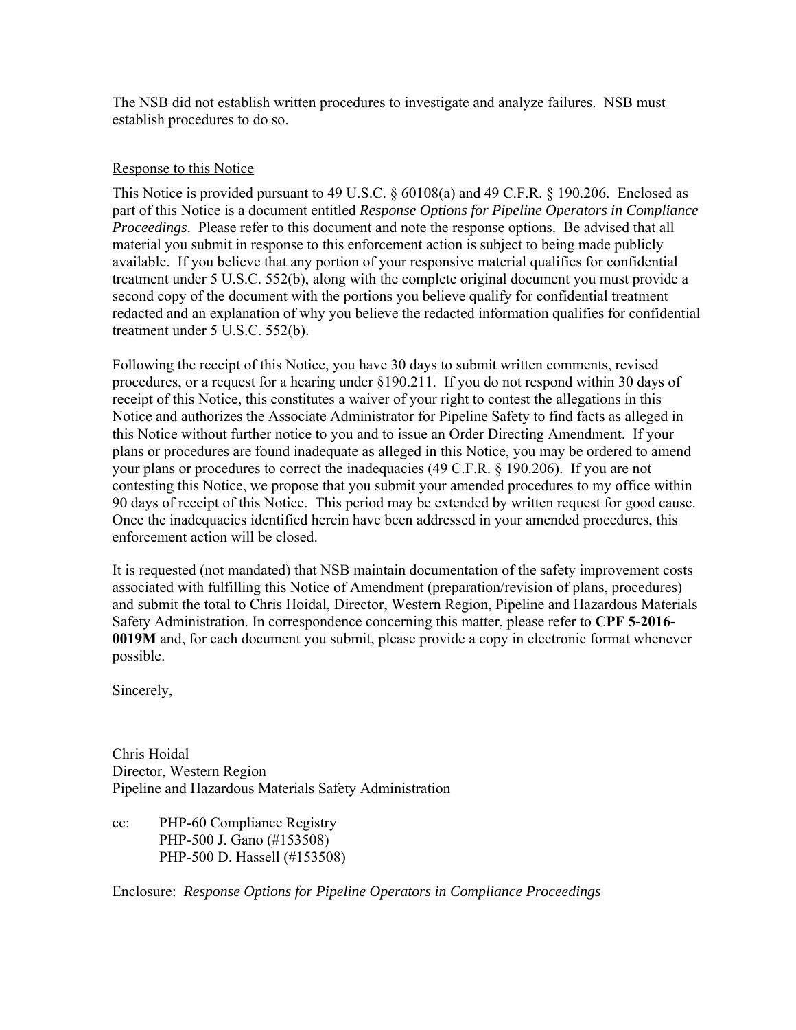The NSB did not establish written procedures to investigate and analyze failures. NSB must establish procedures to do so.

<u>Response to this Notice</u>

This Notice is provided pursuant to 49 U.S.C. § 60108(a) and 49 C.F.R. § 190.206. Enclosed as part of this Notice is a document entitled *Response Options for Pipeline Operators in Compliance Proceedings*. Please refer to this document and note the response options. Be advised that all material you submit in response to this enforcement action is subject to being made publicly available. If you believe that any portion of your responsive material qualifies for confidential treatment under 5 U.S.C. 552(b), along with the complete original document you must provide a second copy of the document with the portions you believe qualify for confidential treatment redacted and an explanation of why you believe the redacted information qualifies for confidential treatment under 5 U.S.C. 552(b).

Following the receipt of this Notice, you have 30 days to submit written comments, revised procedures, or a request for a hearing under §190.211. If you do not respond within 30 days of receipt of this Notice, this constitutes a waiver of your right to contest the allegations in this Notice and authorizes the Associate Administrator for Pipeline Safety to find facts as alleged in this Notice without further notice to you and to issue an Order Directing Amendment. If your plans or procedures are found inadequate as alleged in this Notice, you may be ordered to amend your plans or procedures to correct the inadequacies (49 C.F.R. § 190.206). If you are not contesting this Notice, we propose that you submit your amended procedures to my office within 90 days of receipt of this Notice. This period may be extended by written request for good cause. Once the inadequacies identified herein have been addressed in your amended procedures, this enforcement action will be closed.

It is requested (not mandated) that NSB maintain documentation of the safety improvement costs associated with fulfilling this Notice of Amendment (preparation/revision of plans, procedures) and submit the total to Chris Hoidal, Director, Western Region, Pipeline and Hazardous Materials Safety Administration. In correspondence concerning this matter, please refer to **CPF 5-2016-0019M** and, for each document you submit, please provide a copy in electronic format whenever possible.

Sincerely,

Chris Hoidal
Director, Western Region
Pipeline and Hazardous Materials Safety Administration

cc: PHP-60 Compliance Registry
PHP-500 J. Gano (#153508)
PHP-500 D. Hassell (#153508)

Enclosure: *Response Options for Pipeline Operators in Compliance Proceedings*